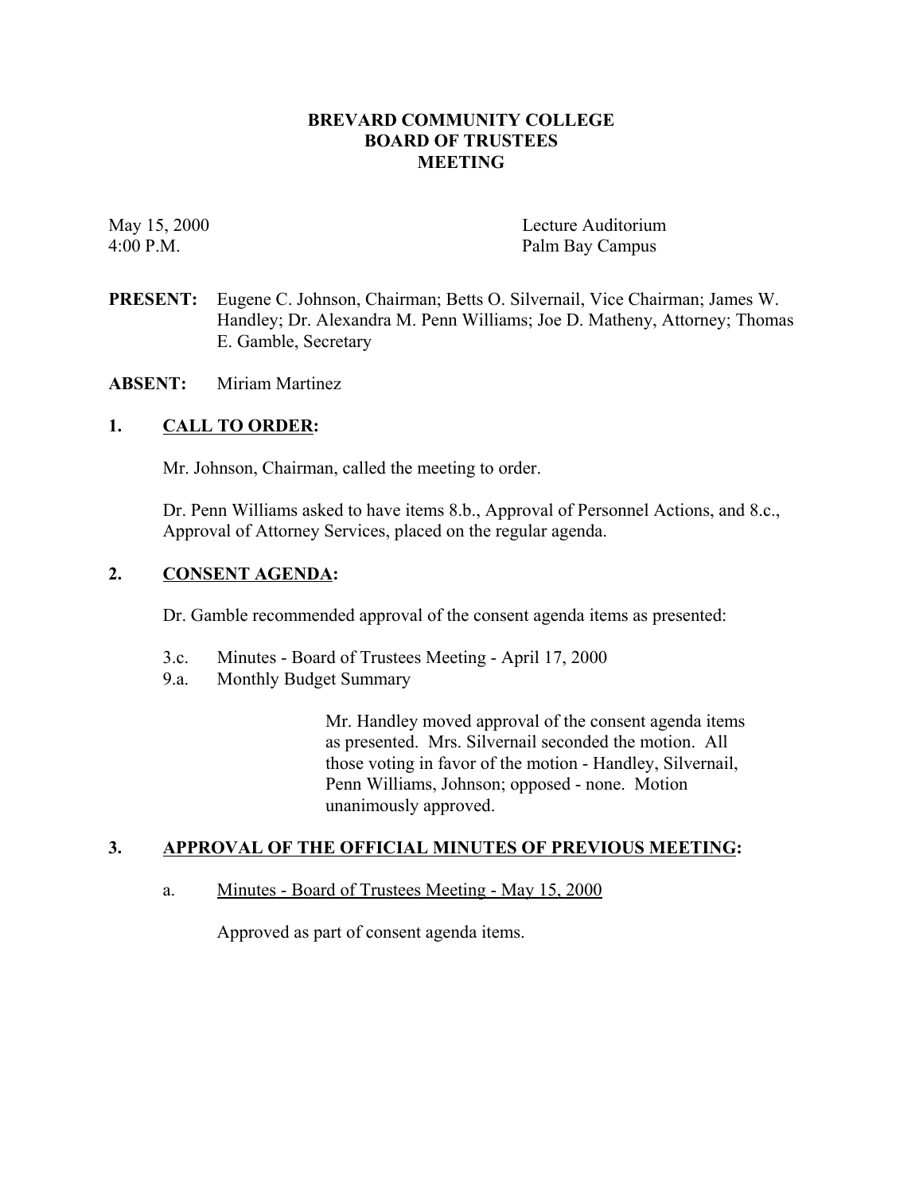# BREVARD COMMUNITY COLLEGE
# BOARD OF TRUSTEES
# MEETING

May 15, 2000
4:00 P.M.

Lecture Auditorium
Palm Bay Campus

**PRESENT:** Eugene C. Johnson, Chairman; Betts O. Silvernail, Vice Chairman; James W. Handley; Dr. Alexandra M. Penn Williams; Joe D. Matheny, Attorney; Thomas E. Gamble, Secretary

**ABSENT:** Miriam Martinez

## 1. CALL TO ORDER:

Mr. Johnson, Chairman, called the meeting to order.

Dr. Penn Williams asked to have items 8.b., Approval of Personnel Actions, and 8.c., Approval of Attorney Services, placed on the regular agenda.

## 2. CONSENT AGENDA:

Dr. Gamble recommended approval of the consent agenda items as presented:

3.c. Minutes - Board of Trustees Meeting - April 17, 2000
9.a. Monthly Budget Summary

Mr. Handley moved approval of the consent agenda items as presented. Mrs. Silvernail seconded the motion. All those voting in favor of the motion - Handley, Silvernail, Penn Williams, Johnson; opposed - none. Motion unanimously approved.

## 3. APPROVAL OF THE OFFICIAL MINUTES OF PREVIOUS MEETING:

a. Minutes - Board of Trustees Meeting - May 15, 2000

Approved as part of consent agenda items.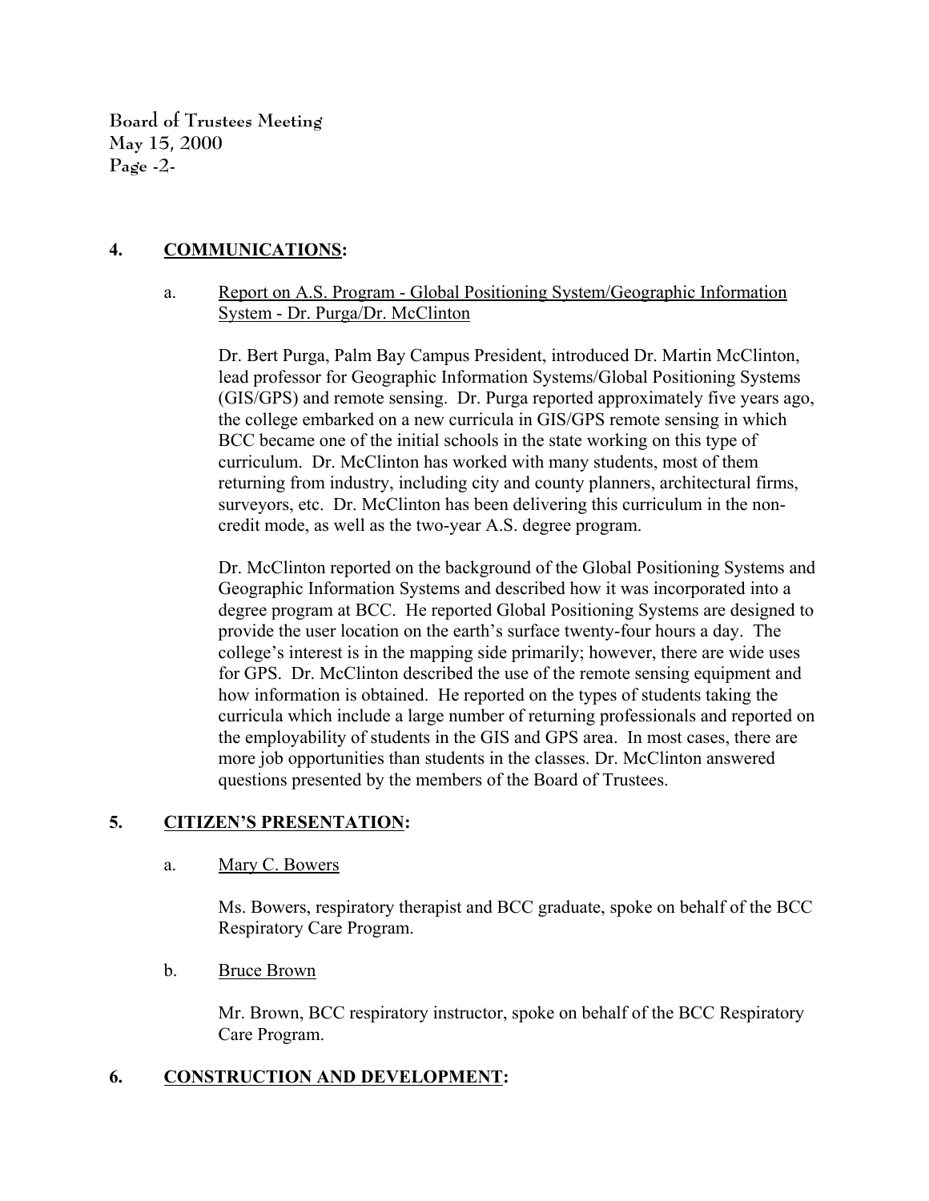## 4. COMMUNICATIONS:

a. Report on A.S. Program - Global Positioning System/Geographic Information System - Dr. Purga/Dr. McClinton

Dr. Bert Purga, Palm Bay Campus President, introduced Dr. Martin McClinton, lead professor for Geographic Information Systems/Global Positioning Systems (GIS/GPS) and remote sensing. Dr. Purga reported approximately five years ago, the college embarked on a new curricula in GIS/GPS remote sensing in which BCC became one of the initial schools in the state working on this type of curriculum. Dr. McClinton has worked with many students, most of them returning from industry, including city and county planners, architectural firms, surveyors, etc. Dr. McClinton has been delivering this curriculum in the non-credit mode, as well as the two-year A.S. degree program.

Dr. McClinton reported on the background of the Global Positioning Systems and Geographic Information Systems and described how it was incorporated into a degree program at BCC. He reported Global Positioning Systems are designed to provide the user location on the earth's surface twenty-four hours a day. The college's interest is in the mapping side primarily; however, there are wide uses for GPS. Dr. McClinton described the use of the remote sensing equipment and how information is obtained. He reported on the types of students taking the curricula which include a large number of returning professionals and reported on the employability of students in the GIS and GPS area. In most cases, there are more job opportunities than students in the classes. Dr. McClinton answered questions presented by the members of the Board of Trustees.

## 5. CITIZEN'S PRESENTATION:

a. Mary C. Bowers

Ms. Bowers, respiratory therapist and BCC graduate, spoke on behalf of the BCC Respiratory Care Program.

b. Bruce Brown

Mr. Brown, BCC respiratory instructor, spoke on behalf of the BCC Respiratory Care Program.

## 6. CONSTRUCTION AND DEVELOPMENT: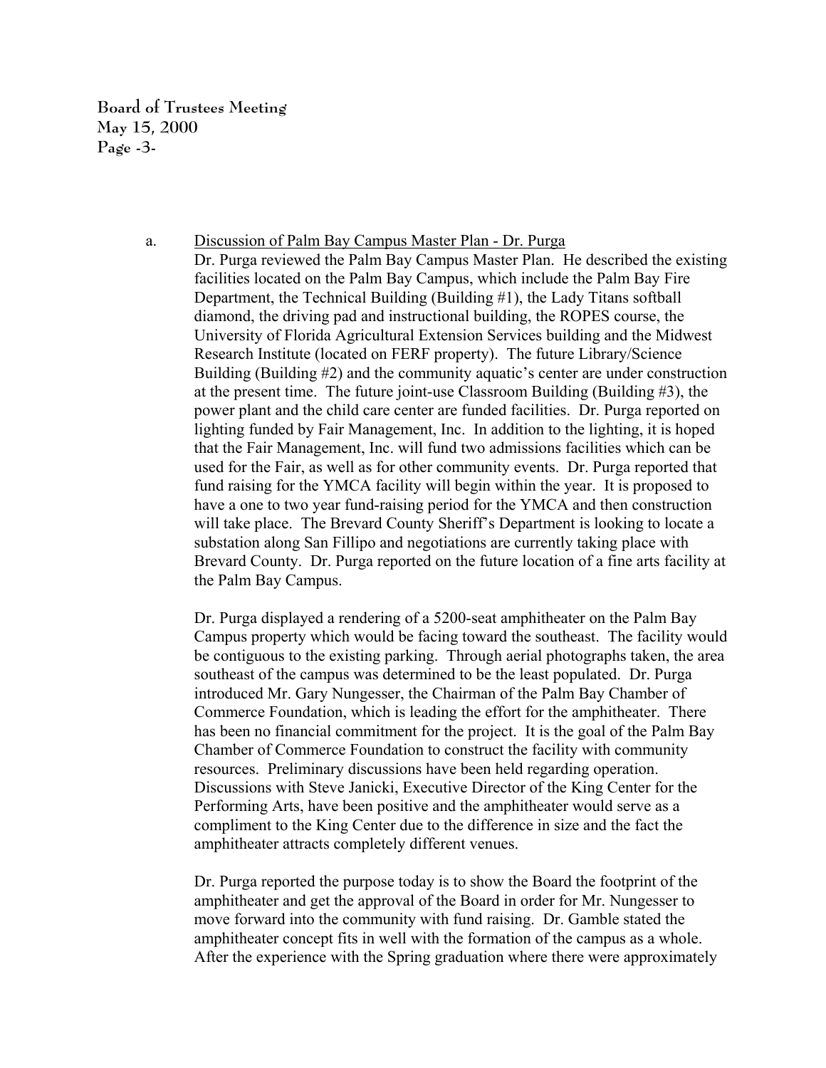a. <u>Discussion of Palm Bay Campus Master Plan - Dr. Purga</u>

Dr. Purga reviewed the Palm Bay Campus Master Plan. He described the existing facilities located on the Palm Bay Campus, which include the Palm Bay Fire Department, the Technical Building (Building #1), the Lady Titans softball diamond, the driving pad and instructional building, the ROPES course, the University of Florida Agricultural Extension Services building and the Midwest Research Institute (located on FERF property). The future Library/Science Building (Building #2) and the community aquatic's center are under construction at the present time. The future joint-use Classroom Building (Building #3), the power plant and the child care center are funded facilities. Dr. Purga reported on lighting funded by Fair Management, Inc. In addition to the lighting, it is hoped that the Fair Management, Inc. will fund two admissions facilities which can be used for the Fair, as well as for other community events. Dr. Purga reported that fund raising for the YMCA facility will begin within the year. It is proposed to have a one to two year fund-raising period for the YMCA and then construction will take place. The Brevard County Sheriff's Department is looking to locate a substation along San Fillipo and negotiations are currently taking place with Brevard County. Dr. Purga reported on the future location of a fine arts facility at the Palm Bay Campus.

Dr. Purga displayed a rendering of a 5200-seat amphitheater on the Palm Bay Campus property which would be facing toward the southeast. The facility would be contiguous to the existing parking. Through aerial photographs taken, the area southeast of the campus was determined to be the least populated. Dr. Purga introduced Mr. Gary Nungesser, the Chairman of the Palm Bay Chamber of Commerce Foundation, which is leading the effort for the amphitheater. There has been no financial commitment for the project. It is the goal of the Palm Bay Chamber of Commerce Foundation to construct the facility with community resources. Preliminary discussions have been held regarding operation. Discussions with Steve Janicki, Executive Director of the King Center for the Performing Arts, have been positive and the amphitheater would serve as a compliment to the King Center due to the difference in size and the fact the amphitheater attracts completely different venues.

Dr. Purga reported the purpose today is to show the Board the footprint of the amphitheater and get the approval of the Board in order for Mr. Nungesser to move forward into the community with fund raising. Dr. Gamble stated the amphitheater concept fits in well with the formation of the campus as a whole. After the experience with the Spring graduation where there were approximately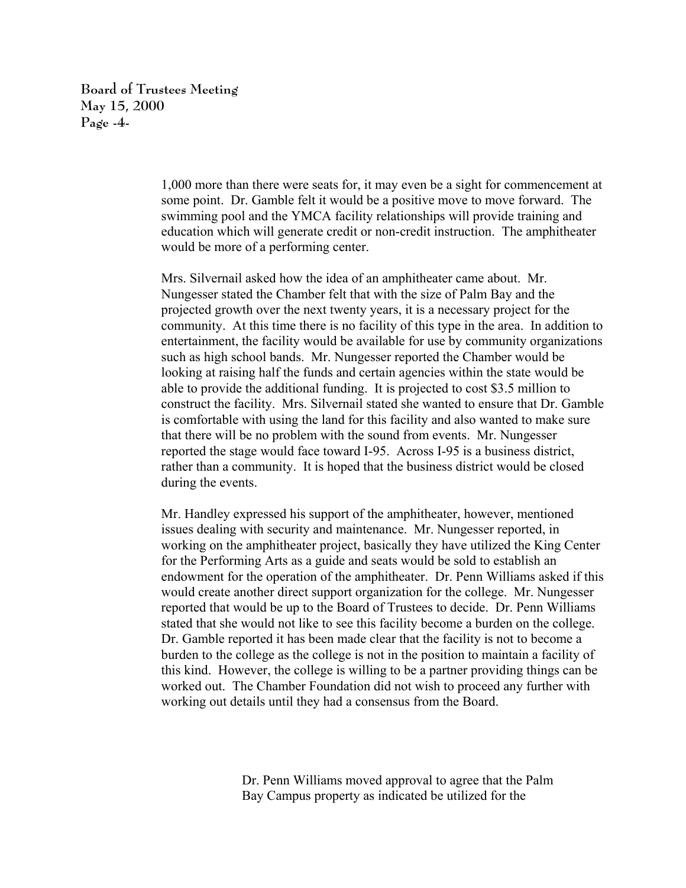1,000 more than there were seats for, it may even be a sight for commencement at some point. Dr. Gamble felt it would be a positive move to move forward. The swimming pool and the YMCA facility relationships will provide training and education which will generate credit or non-credit instruction. The amphitheater would be more of a performing center.

Mrs. Silvernail asked how the idea of an amphitheater came about. Mr. Nungesser stated the Chamber felt that with the size of Palm Bay and the projected growth over the next twenty years, it is a necessary project for the community. At this time there is no facility of this type in the area. In addition to entertainment, the facility would be available for use by community organizations such as high school bands. Mr. Nungesser reported the Chamber would be looking at raising half the funds and certain agencies within the state would be able to provide the additional funding. It is projected to cost $3.5 million to construct the facility. Mrs. Silvernail stated she wanted to ensure that Dr. Gamble is comfortable with using the land for this facility and also wanted to make sure that there will be no problem with the sound from events. Mr. Nungesser reported the stage would face toward I-95. Across I-95 is a business district, rather than a community. It is hoped that the business district would be closed during the events.

Mr. Handley expressed his support of the amphitheater, however, mentioned issues dealing with security and maintenance. Mr. Nungesser reported, in working on the amphitheater project, basically they have utilized the King Center for the Performing Arts as a guide and seats would be sold to establish an endowment for the operation of the amphitheater. Dr. Penn Williams asked if this would create another direct support organization for the college. Mr. Nungesser reported that would be up to the Board of Trustees to decide. Dr. Penn Williams stated that she would not like to see this facility become a burden on the college. Dr. Gamble reported it has been made clear that the facility is not to become a burden to the college as the college is not in the position to maintain a facility of this kind. However, the college is willing to be a partner providing things can be worked out. The Chamber Foundation did not wish to proceed any further with working out details until they had a consensus from the Board.

Dr. Penn Williams moved approval to agree that the Palm Bay Campus property as indicated be utilized for the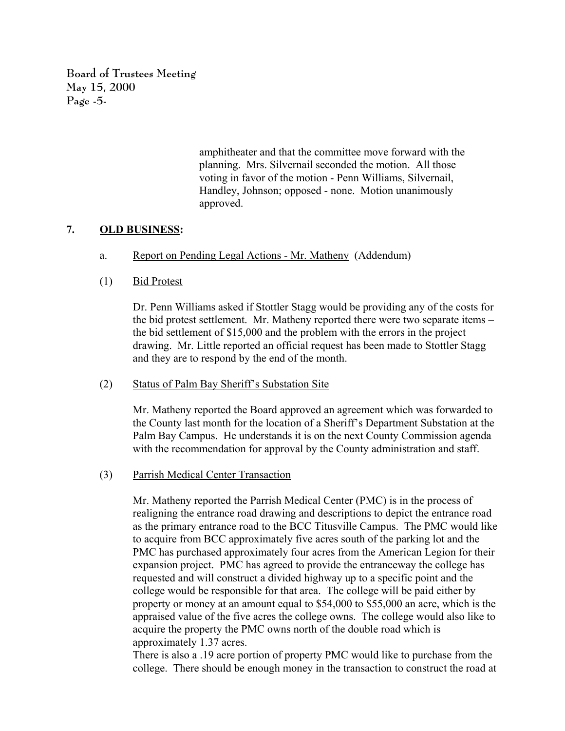amphitheater and that the committee move forward with the planning. Mrs. Silvernail seconded the motion. All those voting in favor of the motion - Penn Williams, Silvernail, Handley, Johnson; opposed - none. Motion unanimously approved.

## 7. OLD BUSINESS:

a. Report on Pending Legal Actions - Mr. Matheny (Addendum)

(1) Bid Protest

Dr. Penn Williams asked if Stottler Stagg would be providing any of the costs for the bid protest settlement. Mr. Matheny reported there were two separate items – the bid settlement of $15,000 and the problem with the errors in the project drawing. Mr. Little reported an official request has been made to Stottler Stagg and they are to respond by the end of the month.

(2) Status of Palm Bay Sheriff's Substation Site

Mr. Matheny reported the Board approved an agreement which was forwarded to the County last month for the location of a Sheriff's Department Substation at the Palm Bay Campus. He understands it is on the next County Commission agenda with the recommendation for approval by the County administration and staff.

(3) Parrish Medical Center Transaction

Mr. Matheny reported the Parrish Medical Center (PMC) is in the process of realigning the entrance road drawing and descriptions to depict the entrance road as the primary entrance road to the BCC Titusville Campus. The PMC would like to acquire from BCC approximately five acres south of the parking lot and the PMC has purchased approximately four acres from the American Legion for their expansion project. PMC has agreed to provide the entranceway the college has requested and will construct a divided highway up to a specific point and the college would be responsible for that area. The college will be paid either by property or money at an amount equal to $54,000 to $55,000 an acre, which is the appraised value of the five acres the college owns. The college would also like to acquire the property the PMC owns north of the double road which is approximately 1.37 acres.
There is also a .19 acre portion of property PMC would like to purchase from the college. There should be enough money in the transaction to construct the road at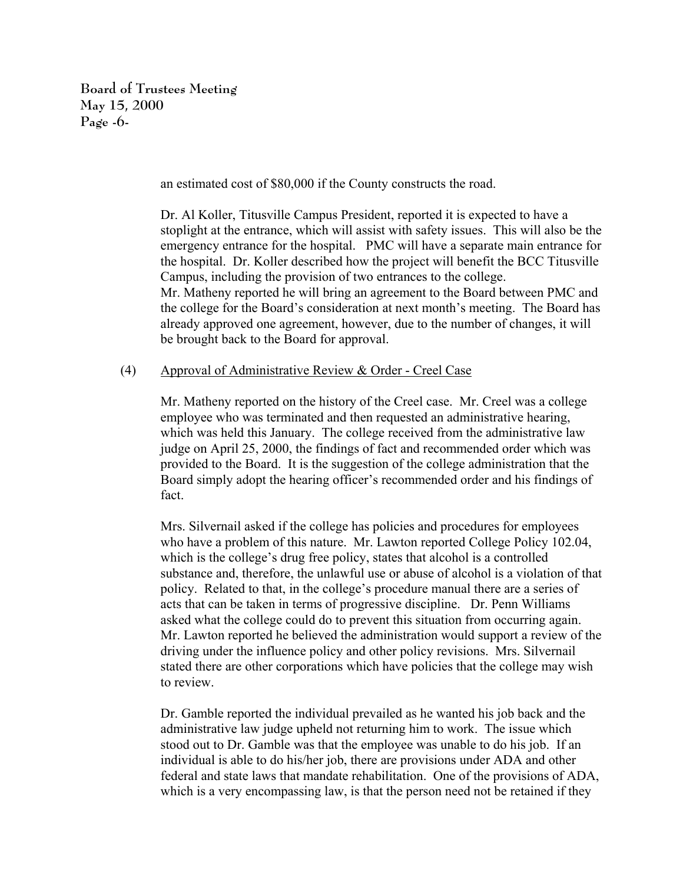an estimated cost of $80,000 if the County constructs the road.

Dr. Al Koller, Titusville Campus President, reported it is expected to have a stoplight at the entrance, which will assist with safety issues. This will also be the emergency entrance for the hospital. PMC will have a separate main entrance for the hospital. Dr. Koller described how the project will benefit the BCC Titusville Campus, including the provision of two entrances to the college.
Mr. Matheny reported he will bring an agreement to the Board between PMC and the college for the Board's consideration at next month's meeting. The Board has already approved one agreement, however, due to the number of changes, it will be brought back to the Board for approval.

(4) Approval of Administrative Review & Order - Creel Case

Mr. Matheny reported on the history of the Creel case. Mr. Creel was a college employee who was terminated and then requested an administrative hearing, which was held this January. The college received from the administrative law judge on April 25, 2000, the findings of fact and recommended order which was provided to the Board. It is the suggestion of the college administration that the Board simply adopt the hearing officer's recommended order and his findings of fact.

Mrs. Silvernail asked if the college has policies and procedures for employees who have a problem of this nature. Mr. Lawton reported College Policy 102.04, which is the college's drug free policy, states that alcohol is a controlled substance and, therefore, the unlawful use or abuse of alcohol is a violation of that policy. Related to that, in the college's procedure manual there are a series of acts that can be taken in terms of progressive discipline. Dr. Penn Williams asked what the college could do to prevent this situation from occurring again. Mr. Lawton reported he believed the administration would support a review of the driving under the influence policy and other policy revisions. Mrs. Silvernail stated there are other corporations which have policies that the college may wish to review.

Dr. Gamble reported the individual prevailed as he wanted his job back and the administrative law judge upheld not returning him to work. The issue which stood out to Dr. Gamble was that the employee was unable to do his job. If an individual is able to do his/her job, there are provisions under ADA and other federal and state laws that mandate rehabilitation. One of the provisions of ADA, which is a very encompassing law, is that the person need not be retained if they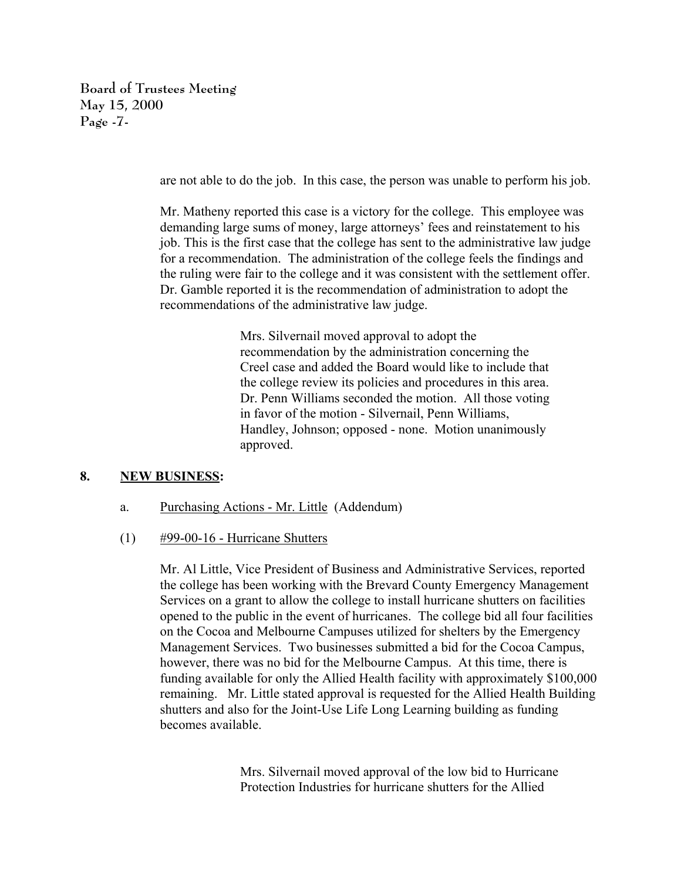are not able to do the job. In this case, the person was unable to perform his job.

Mr. Matheny reported this case is a victory for the college. This employee was demanding large sums of money, large attorneys' fees and reinstatement to his job. This is the first case that the college has sent to the administrative law judge for a recommendation. The administration of the college feels the findings and the ruling were fair to the college and it was consistent with the settlement offer. Dr. Gamble reported it is the recommendation of administration to adopt the recommendations of the administrative law judge.

> Mrs. Silvernail moved approval to adopt the recommendation by the administration concerning the Creel case and added the Board would like to include that the college review its policies and procedures in this area. Dr. Penn Williams seconded the motion. All those voting in favor of the motion - Silvernail, Penn Williams, Handley, Johnson; opposed - none. Motion unanimously approved.

## 8. NEW BUSINESS:

a. Purchasing Actions - Mr. Little (Addendum)

(1) #99-00-16 - Hurricane Shutters

Mr. Al Little, Vice President of Business and Administrative Services, reported the college has been working with the Brevard County Emergency Management Services on a grant to allow the college to install hurricane shutters on facilities opened to the public in the event of hurricanes. The college bid all four facilities on the Cocoa and Melbourne Campuses utilized for shelters by the Emergency Management Services. Two businesses submitted a bid for the Cocoa Campus, however, there was no bid for the Melbourne Campus. At this time, there is funding available for only the Allied Health facility with approximately $100,000 remaining. Mr. Little stated approval is requested for the Allied Health Building shutters and also for the Joint-Use Life Long Learning building as funding becomes available.

> Mrs. Silvernail moved approval of the low bid to Hurricane Protection Industries for hurricane shutters for the Allied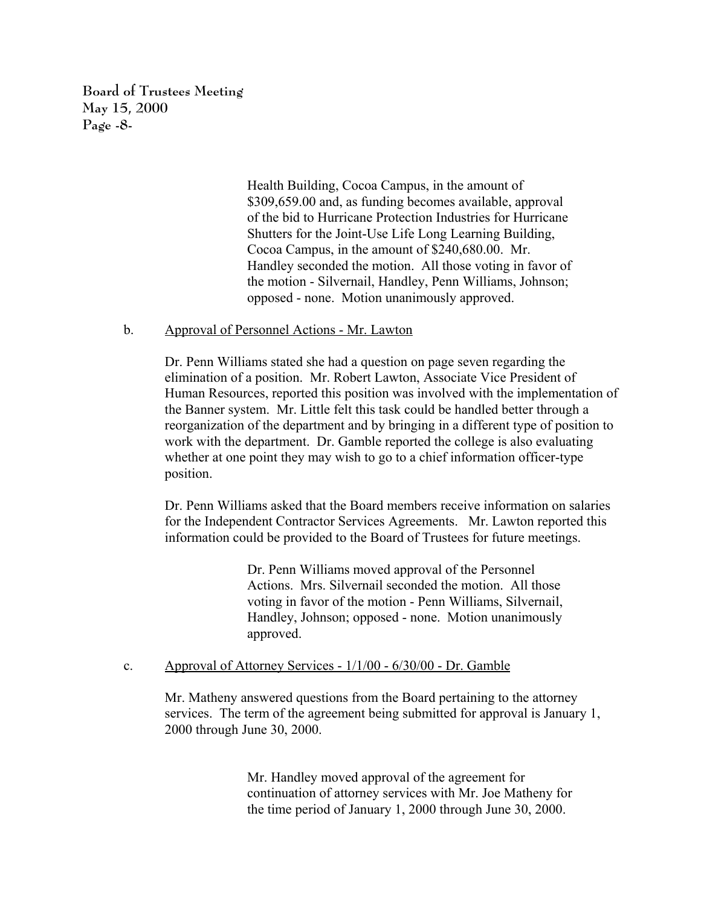Health Building, Cocoa Campus, in the amount of $309,659.00 and, as funding becomes available, approval of the bid to Hurricane Protection Industries for Hurricane Shutters for the Joint-Use Life Long Learning Building, Cocoa Campus, in the amount of $240,680.00. Mr. Handley seconded the motion. All those voting in favor of the motion - Silvernail, Handley, Penn Williams, Johnson; opposed - none. Motion unanimously approved.

b. Approval of Personnel Actions - Mr. Lawton

Dr. Penn Williams stated she had a question on page seven regarding the elimination of a position. Mr. Robert Lawton, Associate Vice President of Human Resources, reported this position was involved with the implementation of the Banner system. Mr. Little felt this task could be handled better through a reorganization of the department and by bringing in a different type of position to work with the department. Dr. Gamble reported the college is also evaluating whether at one point they may wish to go to a chief information officer-type position.

Dr. Penn Williams asked that the Board members receive information on salaries for the Independent Contractor Services Agreements. Mr. Lawton reported this information could be provided to the Board of Trustees for future meetings.

Dr. Penn Williams moved approval of the Personnel Actions. Mrs. Silvernail seconded the motion. All those voting in favor of the motion - Penn Williams, Silvernail, Handley, Johnson; opposed - none. Motion unanimously approved.

c. Approval of Attorney Services - 1/1/00 - 6/30/00 - Dr. Gamble

Mr. Matheny answered questions from the Board pertaining to the attorney services. The term of the agreement being submitted for approval is January 1, 2000 through June 30, 2000.

Mr. Handley moved approval of the agreement for continuation of attorney services with Mr. Joe Matheny for the time period of January 1, 2000 through June 30, 2000.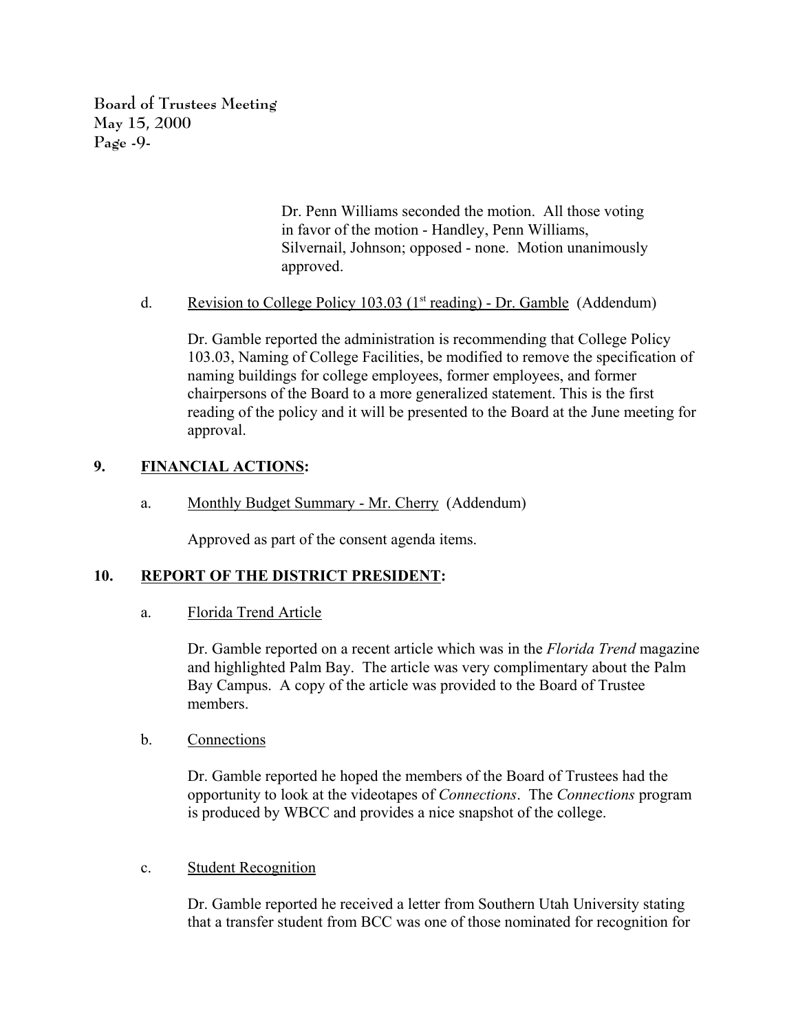Dr. Penn Williams seconded the motion. All those voting in favor of the motion - Handley, Penn Williams, Silvernail, Johnson; opposed - none. Motion unanimously approved.

d. Revision to College Policy 103.03 (1st reading) - Dr. Gamble (Addendum)

Dr. Gamble reported the administration is recommending that College Policy 103.03, Naming of College Facilities, be modified to remove the specification of naming buildings for college employees, former employees, and former chairpersons of the Board to a more generalized statement. This is the first reading of the policy and it will be presented to the Board at the June meeting for approval.

## 9. FINANCIAL ACTIONS:

a. Monthly Budget Summary - Mr. Cherry (Addendum)

Approved as part of the consent agenda items.

## 10. REPORT OF THE DISTRICT PRESIDENT:

a. Florida Trend Article

Dr. Gamble reported on a recent article which was in the *Florida Trend* magazine and highlighted Palm Bay. The article was very complimentary about the Palm Bay Campus. A copy of the article was provided to the Board of Trustee members.

b. Connections

Dr. Gamble reported he hoped the members of the Board of Trustees had the opportunity to look at the videotapes of *Connections*. The *Connections* program is produced by WBCC and provides a nice snapshot of the college.

c. Student Recognition

Dr. Gamble reported he received a letter from Southern Utah University stating that a transfer student from BCC was one of those nominated for recognition for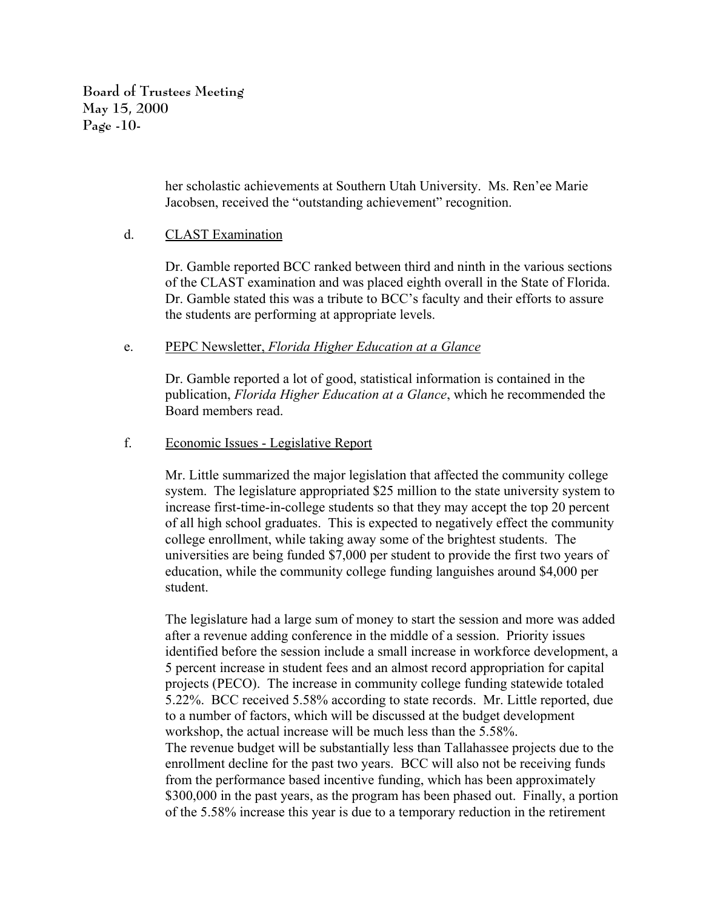her scholastic achievements at Southern Utah University. Ms. Ren'ee Marie Jacobsen, received the "outstanding achievement" recognition.

d. CLAST Examination

Dr. Gamble reported BCC ranked between third and ninth in the various sections of the CLAST examination and was placed eighth overall in the State of Florida. Dr. Gamble stated this was a tribute to BCC's faculty and their efforts to assure the students are performing at appropriate levels.

e. PEPC Newsletter, *Florida Higher Education at a Glance*

Dr. Gamble reported a lot of good, statistical information is contained in the publication, *Florida Higher Education at a Glance*, which he recommended the Board members read.

f. Economic Issues - Legislative Report

Mr. Little summarized the major legislation that affected the community college system. The legislature appropriated $25 million to the state university system to increase first-time-in-college students so that they may accept the top 20 percent of all high school graduates. This is expected to negatively effect the community college enrollment, while taking away some of the brightest students. The universities are being funded $7,000 per student to provide the first two years of education, while the community college funding languishes around $4,000 per student.

The legislature had a large sum of money to start the session and more was added after a revenue adding conference in the middle of a session. Priority issues identified before the session include a small increase in workforce development, a 5 percent increase in student fees and an almost record appropriation for capital projects (PECO). The increase in community college funding statewide totaled 5.22%. BCC received 5.58% according to state records. Mr. Little reported, due to a number of factors, which will be discussed at the budget development workshop, the actual increase will be much less than the 5.58%.
The revenue budget will be substantially less than Tallahassee projects due to the enrollment decline for the past two years. BCC will also not be receiving funds from the performance based incentive funding, which has been approximately $300,000 in the past years, as the program has been phased out. Finally, a portion of the 5.58% increase this year is due to a temporary reduction in the retirement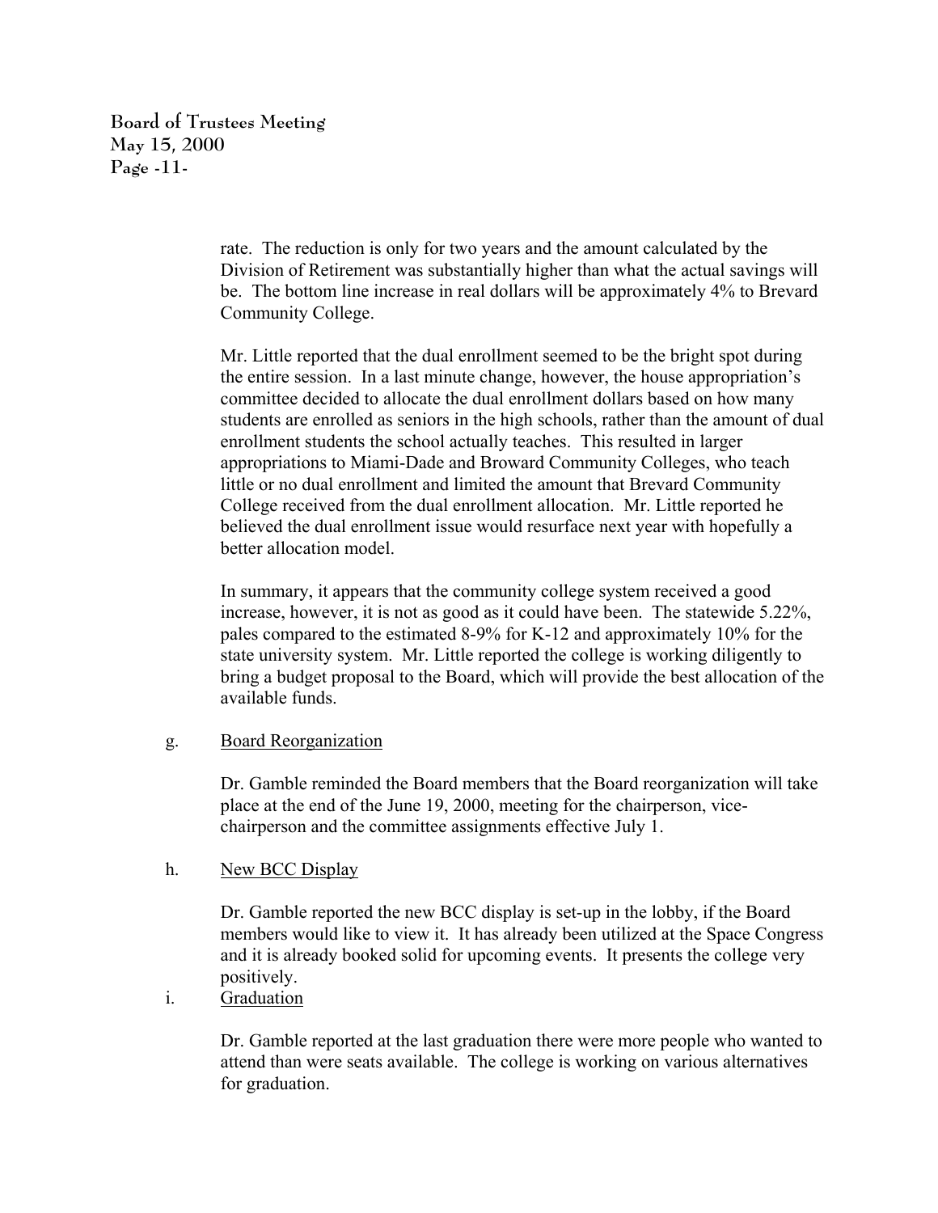rate. The reduction is only for two years and the amount calculated by the Division of Retirement was substantially higher than what the actual savings will be. The bottom line increase in real dollars will be approximately 4% to Brevard Community College.

Mr. Little reported that the dual enrollment seemed to be the bright spot during the entire session. In a last minute change, however, the house appropriation's committee decided to allocate the dual enrollment dollars based on how many students are enrolled as seniors in the high schools, rather than the amount of dual enrollment students the school actually teaches. This resulted in larger appropriations to Miami-Dade and Broward Community Colleges, who teach little or no dual enrollment and limited the amount that Brevard Community College received from the dual enrollment allocation. Mr. Little reported he believed the dual enrollment issue would resurface next year with hopefully a better allocation model.

In summary, it appears that the community college system received a good increase, however, it is not as good as it could have been. The statewide 5.22%, pales compared to the estimated 8-9% for K-12 and approximately 10% for the state university system. Mr. Little reported the college is working diligently to bring a budget proposal to the Board, which will provide the best allocation of the available funds.

g. Board Reorganization

Dr. Gamble reminded the Board members that the Board reorganization will take place at the end of the June 19, 2000, meeting for the chairperson, vice-chairperson and the committee assignments effective July 1.

h. New BCC Display

Dr. Gamble reported the new BCC display is set-up in the lobby, if the Board members would like to view it. It has already been utilized at the Space Congress and it is already booked solid for upcoming events. It presents the college very positively.

i. Graduation

Dr. Gamble reported at the last graduation there were more people who wanted to attend than were seats available. The college is working on various alternatives for graduation.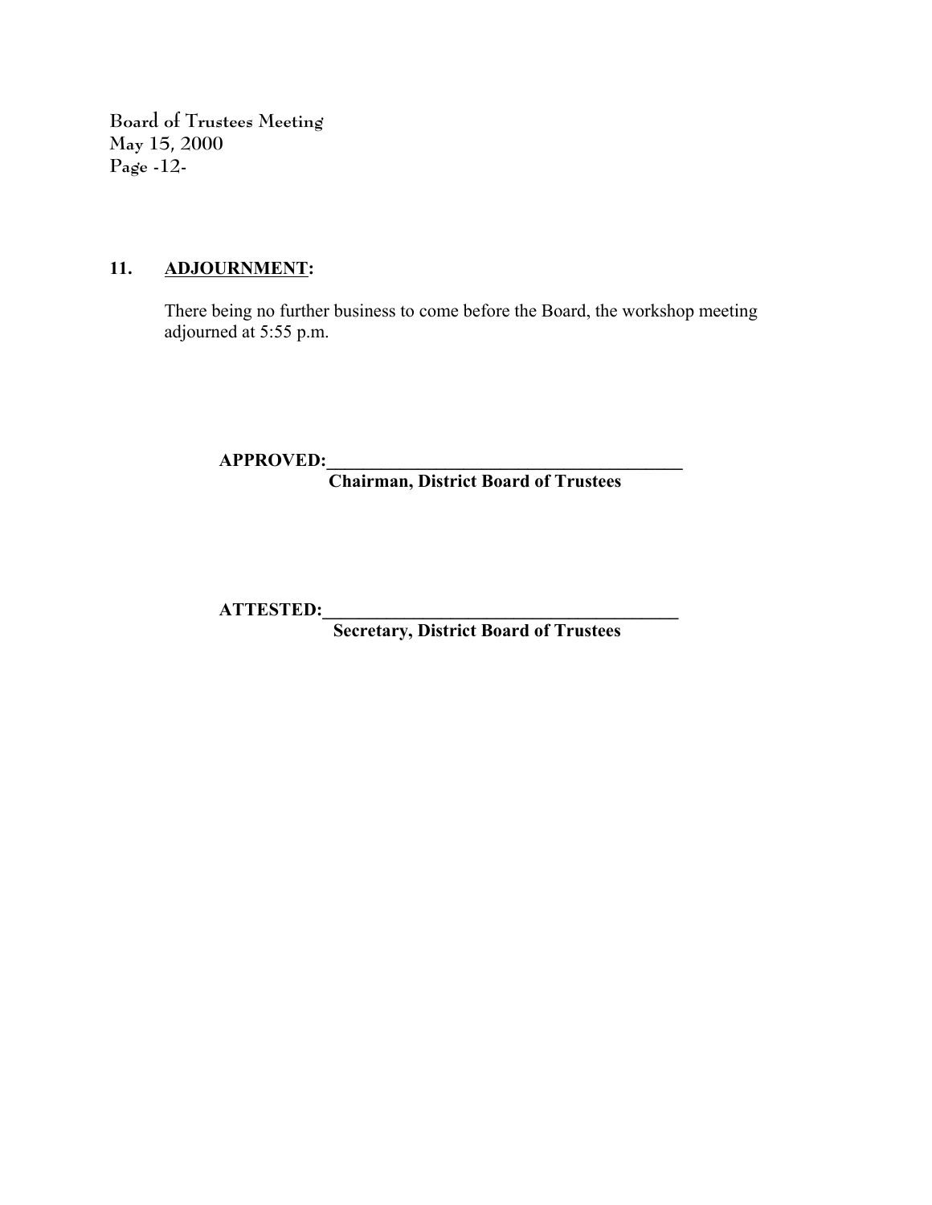## 11. ADJOURNMENT:

There being no further business to come before the Board, the workshop meeting adjourned at 5:55 p.m.

**APPROVED:**\_\_\_\_\_\_\_\_\_\_\_\_\_\_\_\_\_\_\_\_\_\_\_\_\_\_\_\_\_\_\_\_\_\_\_\_\_\_\_\_
**Chairman, District Board of Trustees**

**ATTESTED:**\_\_\_\_\_\_\_\_\_\_\_\_\_\_\_\_\_\_\_\_\_\_\_\_\_\_\_\_\_\_\_\_\_\_\_\_\_\_\_\_
**Secretary, District Board of Trustees**